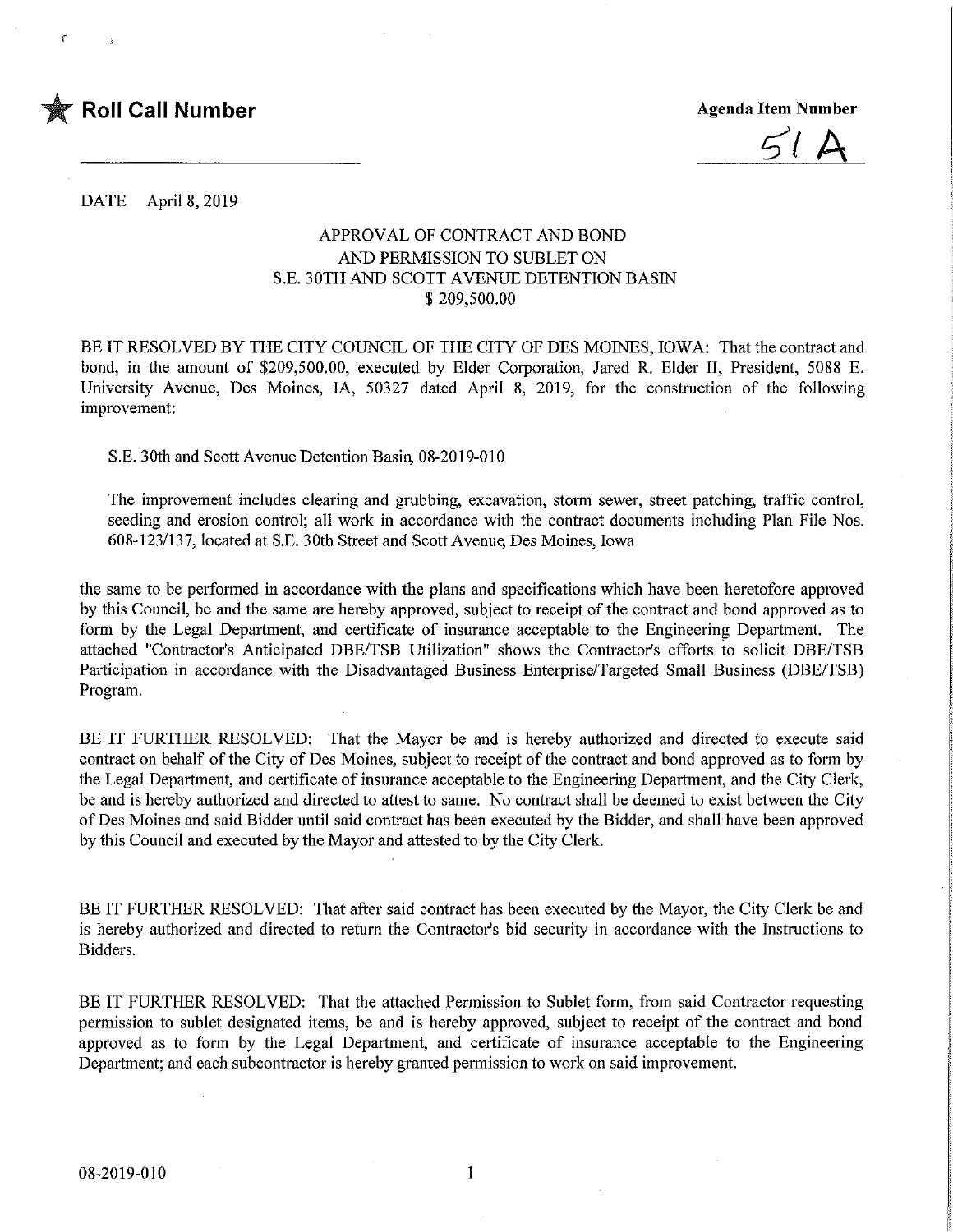**Roll Call Number** ________________

**Agenda Item Number**

51 A

DATE April 8, 2019

APPROVAL OF CONTRACT AND BOND
AND PERMISSION TO SUBLET ON
S.E. 30TH AND SCOTT AVENUE DETENTION BASIN
$ 209,500.00

BE IT RESOLVED BY THE CITY COUNCIL OF THE CITY OF DES MOINES, IOWA: That the contract and bond, in the amount of $209,500.00, executed by Elder Corporation, Jared R. Elder II, President, 5088 E. University Avenue, Des Moines, IA, 50327 dated April 8, 2019, for the construction of the following improvement:

S.E. 30th and Scott Avenue Detention Basin, 08-2019-010

The improvement includes clearing and grubbing, excavation, storm sewer, street patching, traffic control, seeding and erosion control; all work in accordance with the contract documents including Plan File Nos. 608-123/137, located at S.E. 30th Street and Scott Avenue, Des Moines, Iowa

the same to be performed in accordance with the plans and specifications which have been heretofore approved by this Council, be and the same are hereby approved, subject to receipt of the contract and bond approved as to form by the Legal Department, and certificate of insurance acceptable to the Engineering Department. The attached "Contractor's Anticipated DBE/TSB Utilization" shows the Contractor's efforts to solicit DBE/TSB Participation in accordance with the Disadvantaged Business Enterprise/Targeted Small Business (DBE/TSB) Program.

BE IT FURTHER RESOLVED: That the Mayor be and is hereby authorized and directed to execute said contract on behalf of the City of Des Moines, subject to receipt of the contract and bond approved as to form by the Legal Department, and certificate of insurance acceptable to the Engineering Department, and the City Clerk, be and is hereby authorized and directed to attest to same. No contract shall be deemed to exist between the City of Des Moines and said Bidder until said contract has been executed by the Bidder, and shall have been approved by this Council and executed by the Mayor and attested to by the City Clerk.

BE IT FURTHER RESOLVED: That after said contract has been executed by the Mayor, the City Clerk be and is hereby authorized and directed to return the Contractor's bid security in accordance with the Instructions to Bidders.

BE IT FURTHER RESOLVED: That the attached Permission to Sublet form, from said Contractor requesting permission to sublet designated items, be and is hereby approved, subject to receipt of the contract and bond approved as to form by the Legal Department, and certificate of insurance acceptable to the Engineering Department; and each subcontractor is hereby granted permission to work on said improvement.

08-2019-010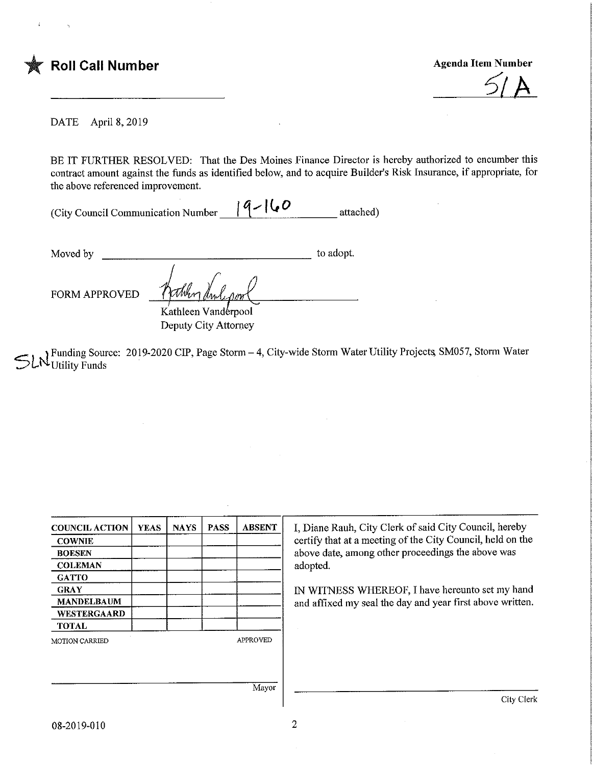**Roll Call Number** ____________________

**Agenda Item Number** 51 A

DATE April 8, 2019

BE IT FURTHER RESOLVED: That the Des Moines Finance Director is hereby authorized to encumber this contract amount against the funds as identified below, and to acquire Builder's Risk Insurance, if appropriate, for the above referenced improvement.

(City Council Communication Number 19-160 attached)

Moved by ____________________ to adopt.

FORM APPROVED

Kathleen Vanderpool
Deputy City Attorney

SLN Funding Source: 2019-2020 CIP, Page Storm – 4, City-wide Storm Water Utility Projects, SM057, Storm Water Utility Funds

| COUNCIL ACTION | YEAS | NAYS | PASS | ABSENT |
|---|---|---|---|---|
| COWNIE | | | | |
| BOESEN | | | | |
| COLEMAN | | | | |
| GATTO | | | | |
| GRAY | | | | |
| MANDELBAUM | | | | |
| WESTERGAARD | | | | |
| TOTAL | | | | |

MOTION CARRIED APPROVED

____________________ Mayor

I, Diane Rauh, City Clerk of said City Council, hereby certify that at a meeting of the City Council, held on the above date, among other proceedings the above was adopted.

IN WITNESS WHEREOF, I have hereunto set my hand and affixed my seal the day and year first above written.

____________________ City Clerk

08-2019-010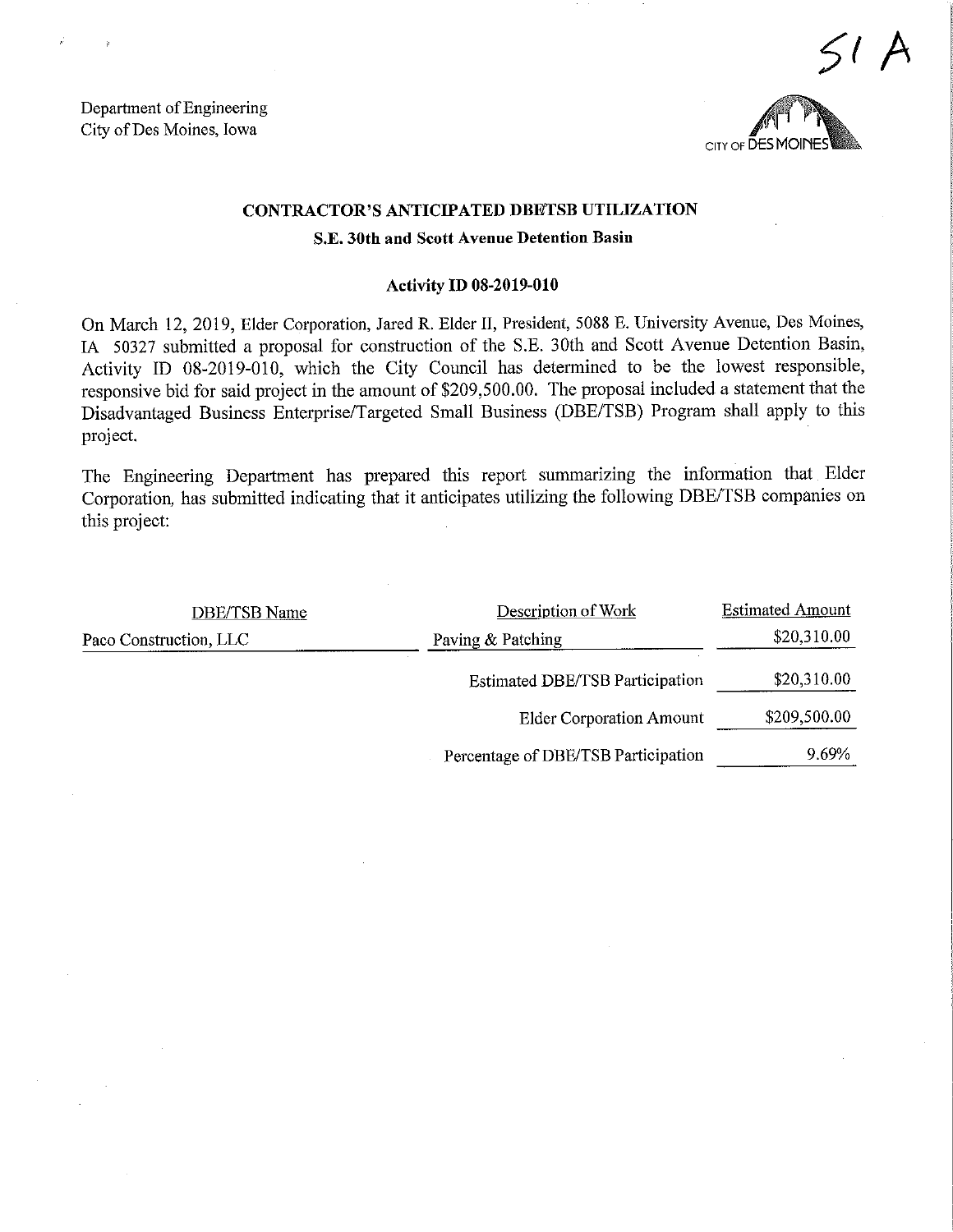51 A

Department of Engineering
City of Des Moines, Iowa

CITY OF DES MOINES

## CONTRACTOR'S ANTICIPATED DBE/TSB UTILIZATION

### S.E. 30th and Scott Avenue Detention Basin

### Activity ID 08-2019-010

On March 12, 2019, Elder Corporation, Jared R. Elder II, President, 5088 E. University Avenue, Des Moines, IA 50327 submitted a proposal for construction of the S.E. 30th and Scott Avenue Detention Basin, Activity ID 08-2019-010, which the City Council has determined to be the lowest responsible, responsive bid for said project in the amount of $209,500.00. The proposal included a statement that the Disadvantaged Business Enterprise/Targeted Small Business (DBE/TSB) Program shall apply to this project.

The Engineering Department has prepared this report summarizing the information that Elder Corporation, has submitted indicating that it anticipates utilizing the following DBE/TSB companies on this project:

| DBE/TSB Name | Description of Work | Estimated Amount |
|---|---|---|
| Paco Construction, LLC | Paving & Patching | $20,310.00 |
| | Estimated DBE/TSB Participation | $20,310.00 |
| | Elder Corporation Amount | $209,500.00 |
| | Percentage of DBE/TSB Participation | 9.69% |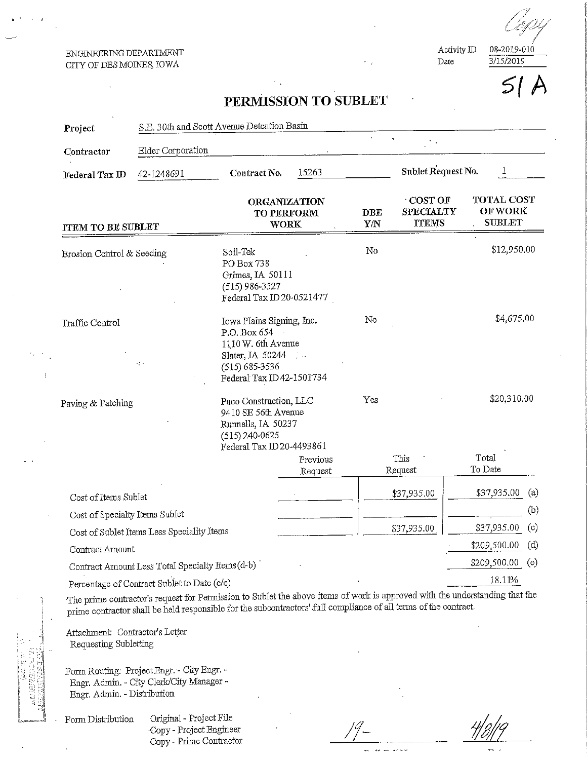Copy

ENGINEERING DEPARTMENT
CITY OF DES MOINES, IOWA

Activity ID 08-2019-010
Date 3/15/2019

51 A

# PERMISSION TO SUBLET

**Project** S.E. 30th and Scott Avenue Detention Basin

**Contractor** Elder Corporation

**Federal Tax ID** 42-1248691 **Contract No.** 15263 **Sublet Request No.** 1

| ITEM TO BE SUBLET | ORGANIZATION TO PERFORM WORK | DBE Y/N | COST OF SPECIALTY ITEMS | TOTAL COST OF WORK SUBLET |
|---|---|---|---|---|
| Erosion Control & Seeding | Soil-Tek<br>PO Box 738<br>Grimes, IA 50111<br>(515) 986-3527<br>Federal Tax ID 20-0521477 | No | | $12,950.00 |
| Traffic Control | Iowa Plains Signing, Inc.<br>P.O. Box 654<br>1110 W. 6th Avenue<br>Slater, IA 50244<br>(515) 685-3536<br>Federal Tax ID 42-1501734 | No | | $4,675.00 |
| Paving & Patching | Paco Construction, LLC<br>9410 SE 56th Avenue<br>Runnells, IA 50237<br>(515) 240-0625<br>Federal Tax ID 20-4493861 | Yes | | $20,310.00 |

| | Previous Request | This Request | Total To Date | |
|---|---|---|---|---|
| Cost of Items Sublet | | $37,935.00 | $37,935.00 | (a) |
| Cost of Specialty Items Sublet | | | | (b) |
| Cost of Sublet Items Less Speciality Items | | $37,935.00 | $37,935.00 | (c) |
| Contract Amount | | | $209,500.00 | (d) |
| Contract Amount Less Total Specialty Items (d-b) | | | $209,500.00 | (e) |
| Percentage of Contract Sublet to Date (c/e) | | | 18.11% | |

The prime contractor's request for Permission to Sublet the above items of work is approved with the understanding that the prime contractor shall be held responsible for the subcontractors' full compliance of all terms of the contract.

Attachment: Contractor's Letter Requesting Subletting

Form Routing: Project Engr. - City Engr. - Engr. Admin. - City Clerk/City Manager - Engr. Admin. - Distribution

Form Distribution: Original - Project File
Copy - Project Engineer
Copy - Prime Contractor

19- 4/8/19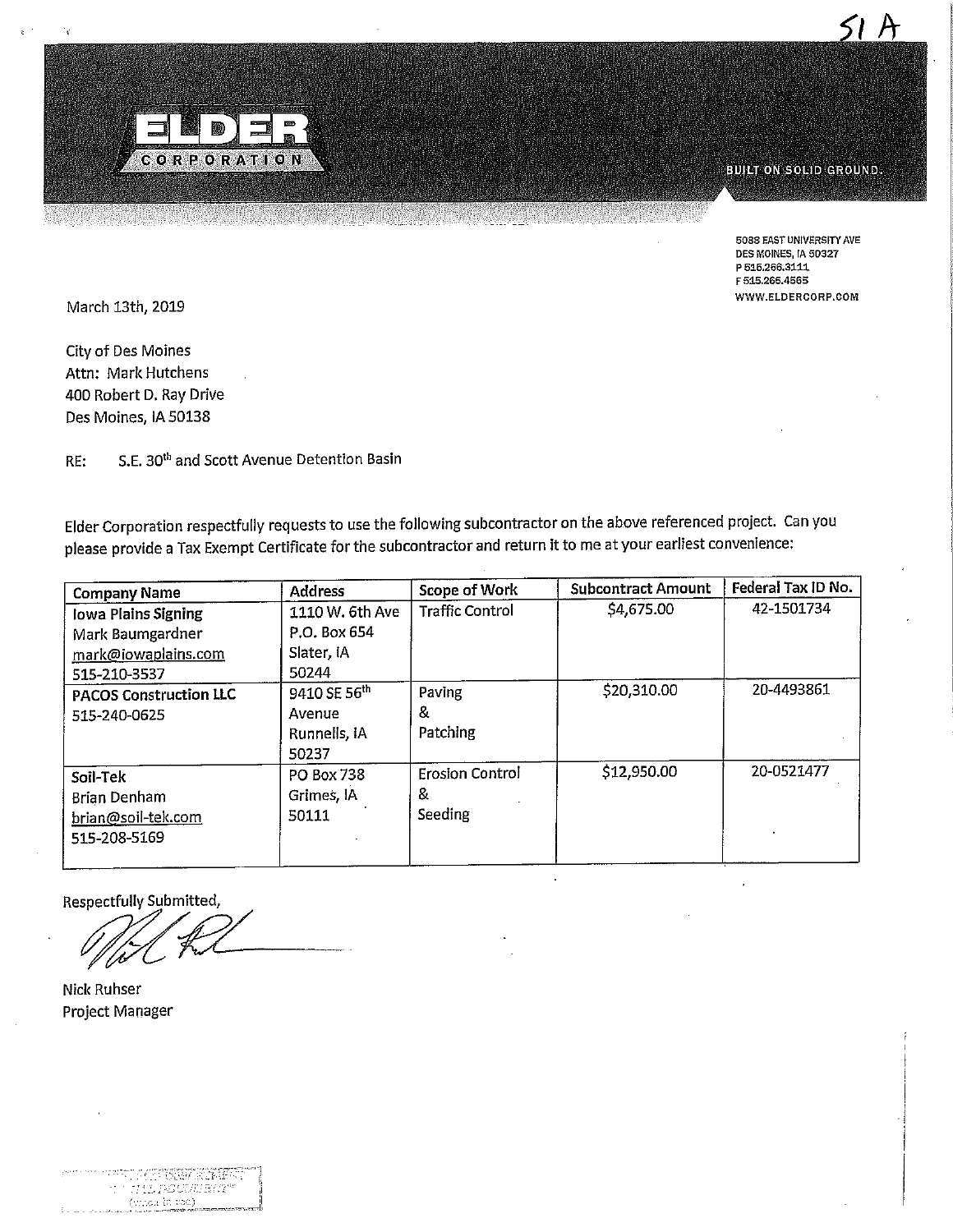51 A

**ELDER CORPORATION**

BUILT ON SOLID GROUND.

5088 EAST UNIVERSITY AVE
DES MOINES, IA 50327
P 515.266.3111
F 515.266.4565
WWW.ELDERCORP.COM

March 13th, 2019

City of Des Moines
Attn: Mark Hutchens
400 Robert D. Ray Drive
Des Moines, IA 50138

RE: S.E. 30th and Scott Avenue Detention Basin

Elder Corporation respectfully requests to use the following subcontractor on the above referenced project. Can you please provide a Tax Exempt Certificate for the subcontractor and return it to me at your earliest convenience:

| Company Name | Address | Scope of Work | Subcontract Amount | Federal Tax ID No. |
|---|---|---|---|---|
| **Iowa Plains Signing**<br>Mark Baumgardner<br>mark@iowaplains.com<br>515-210-3537 | 1110 W. 6th Ave<br>P.O. Box 654<br>Slater, IA<br>50244 | Traffic Control | $4,675.00 | 42-1501734 |
| **PACOS Construction LLC**<br>515-240-0625 | 9410 SE 56th Avenue<br>Runnells, IA<br>50237 | Paving<br>&<br>Patching | $20,310.00 | 20-4493861 |
| **Soil-Tek**<br>Brian Denham<br>brian@soil-tek.com<br>515-208-5169 | PO Box 738<br>Grimes, IA<br>50111 | Erosion Control<br>&<br>Seeding | $12,950.00 | 20-0521477 |

Respectfully Submitted,

Nick Ruhser
Project Manager